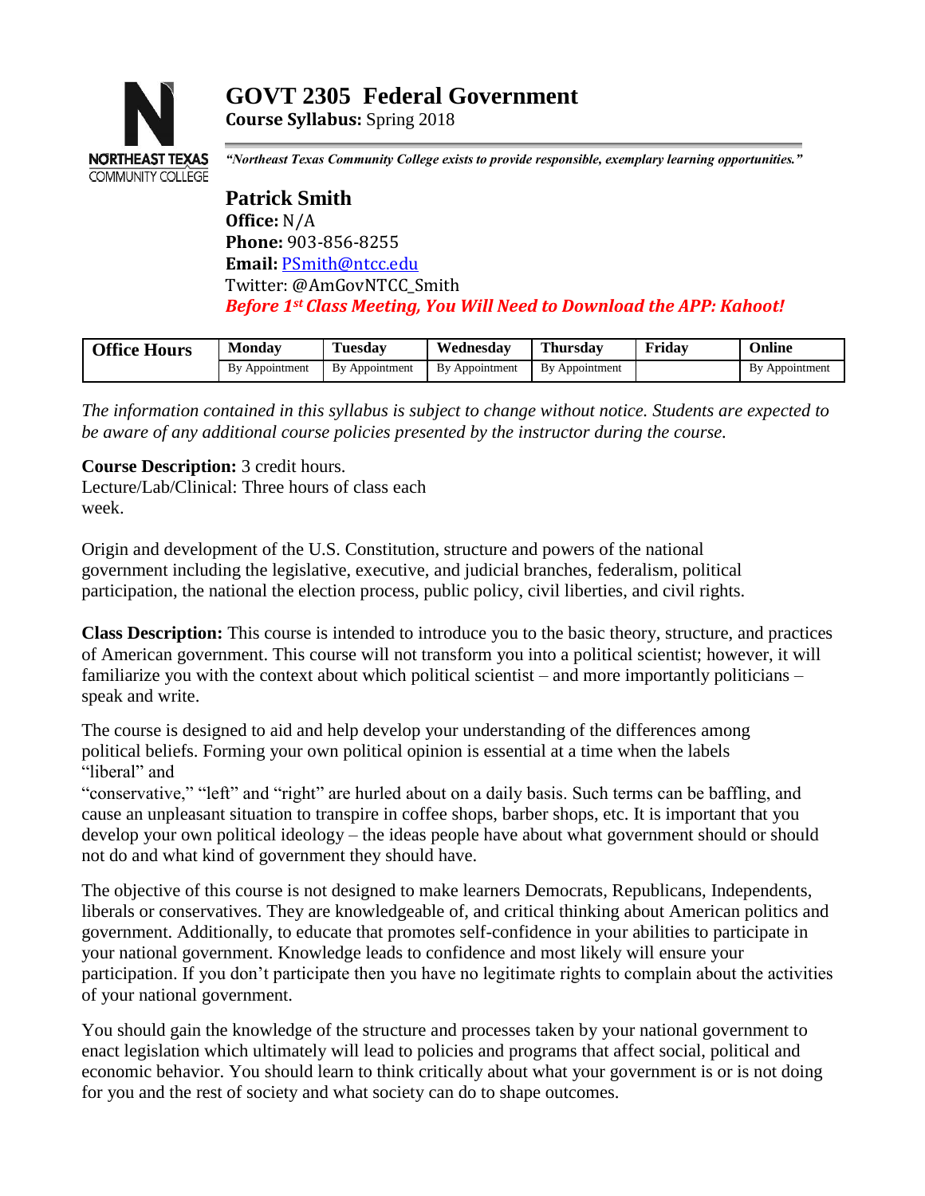NORTHEAST TEXAS COMMUNITY COLLEGE

# GOVT 2305 Federal Government

**Course Syllabus:** Spring 2018

*"Northeast Texas Community College exists to provide responsible, exemplary learning opportunities."*

## Patrick Smith

**Office:** N/A
**Phone:** 903-856-8255
**Email:** PSmith@ntcc.edu
Twitter: @AmGovNTCC_Smith

***Before 1st Class Meeting, You Will Need to Download the APP: Kahoot!***

| Office Hours | Monday | Tuesday | Wednesday | Thursday | Friday | Online |
|---|---|---|---|---|---|---|
| | By Appointment | By Appointment | By Appointment | By Appointment | | By Appointment |

*The information contained in this syllabus is subject to change without notice. Students are expected to be aware of any additional course policies presented by the instructor during the course.*

**Course Description:** 3 credit hours.
Lecture/Lab/Clinical: Three hours of class each week.

Origin and development of the U.S. Constitution, structure and powers of the national government including the legislative, executive, and judicial branches, federalism, political participation, the national the election process, public policy, civil liberties, and civil rights.

**Class Description:** This course is intended to introduce you to the basic theory, structure, and practices of American government. This course will not transform you into a political scientist; however, it will familiarize you with the context about which political scientist – and more importantly politicians – speak and write.

The course is designed to aid and help develop your understanding of the differences among political beliefs. Forming your own political opinion is essential at a time when the labels "liberal" and "conservative," "left" and "right" are hurled about on a daily basis. Such terms can be baffling, and cause an unpleasant situation to transpire in coffee shops, barber shops, etc. It is important that you develop your own political ideology – the ideas people have about what government should or should not do and what kind of government they should have.

The objective of this course is not designed to make learners Democrats, Republicans, Independents, liberals or conservatives. They are knowledgeable of, and critical thinking about American politics and government. Additionally, to educate that promotes self-confidence in your abilities to participate in your national government. Knowledge leads to confidence and most likely will ensure your participation. If you don't participate then you have no legitimate rights to complain about the activities of your national government.

You should gain the knowledge of the structure and processes taken by your national government to enact legislation which ultimately will lead to policies and programs that affect social, political and economic behavior. You should learn to think critically about what your government is or is not doing for you and the rest of society and what society can do to shape outcomes.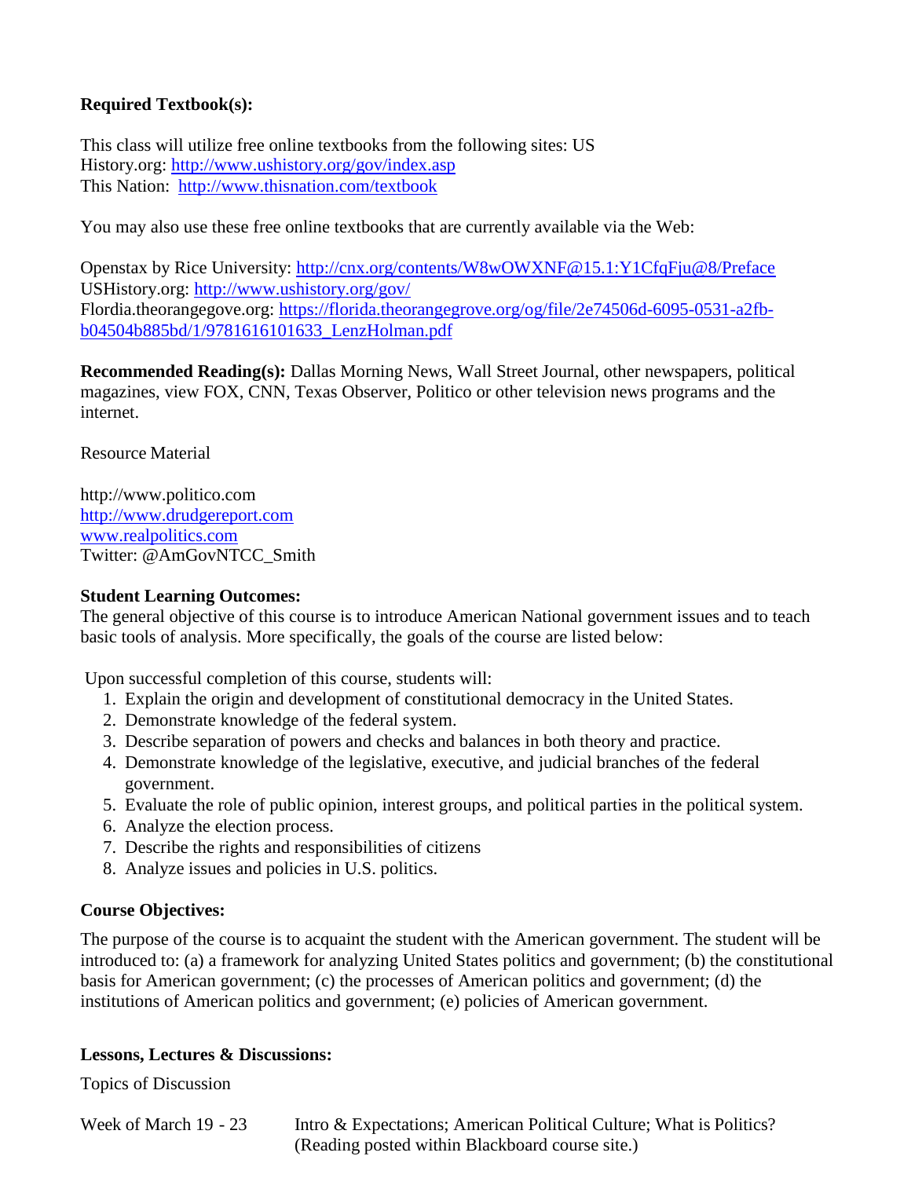**Required Textbook(s):**

This class will utilize free online textbooks from the following sites: US History.org: http://www.ushistory.org/gov/index.asp
This Nation: http://www.thisnation.com/textbook

You may also use these free online textbooks that are currently available via the Web:

Openstax by Rice University: http://cnx.org/contents/W8wOWXNF@15.1:Y1CfqFju@8/Preface
USHistory.org: http://www.ushistory.org/gov/
Flordia.theorangegove.org: https://florida.theorangegrove.org/og/file/2e74506d-6095-0531-a2fb-b04504b885bd/1/9781616101633_LenzHolman.pdf

**Recommended Reading(s):** Dallas Morning News, Wall Street Journal, other newspapers, political magazines, view FOX, CNN, Texas Observer, Politico or other television news programs and the internet.

Resource Material

http://www.politico.com
http://www.drudgereport.com
www.realpolitics.com
Twitter: @AmGovNTCC_Smith

**Student Learning Outcomes:**
The general objective of this course is to introduce American National government issues and to teach basic tools of analysis. More specifically, the goals of the course are listed below:

Upon successful completion of this course, students will:

1. Explain the origin and development of constitutional democracy in the United States.
2. Demonstrate knowledge of the federal system.
3. Describe separation of powers and checks and balances in both theory and practice.
4. Demonstrate knowledge of the legislative, executive, and judicial branches of the federal government.
5. Evaluate the role of public opinion, interest groups, and political parties in the political system.
6. Analyze the election process.
7. Describe the rights and responsibilities of citizens
8. Analyze issues and policies in U.S. politics.

**Course Objectives:**

The purpose of the course is to acquaint the student with the American government. The student will be introduced to: (a) a framework for analyzing United States politics and government; (b) the constitutional basis for American government; (c) the processes of American politics and government; (d) the institutions of American politics and government; (e) policies of American government.

**Lessons, Lectures & Discussions:**

Topics of Discussion

| | |
|---|---|
| Week of March 19 - 23 | Intro & Expectations; American Political Culture; What is Politics? (Reading posted within Blackboard course site.) |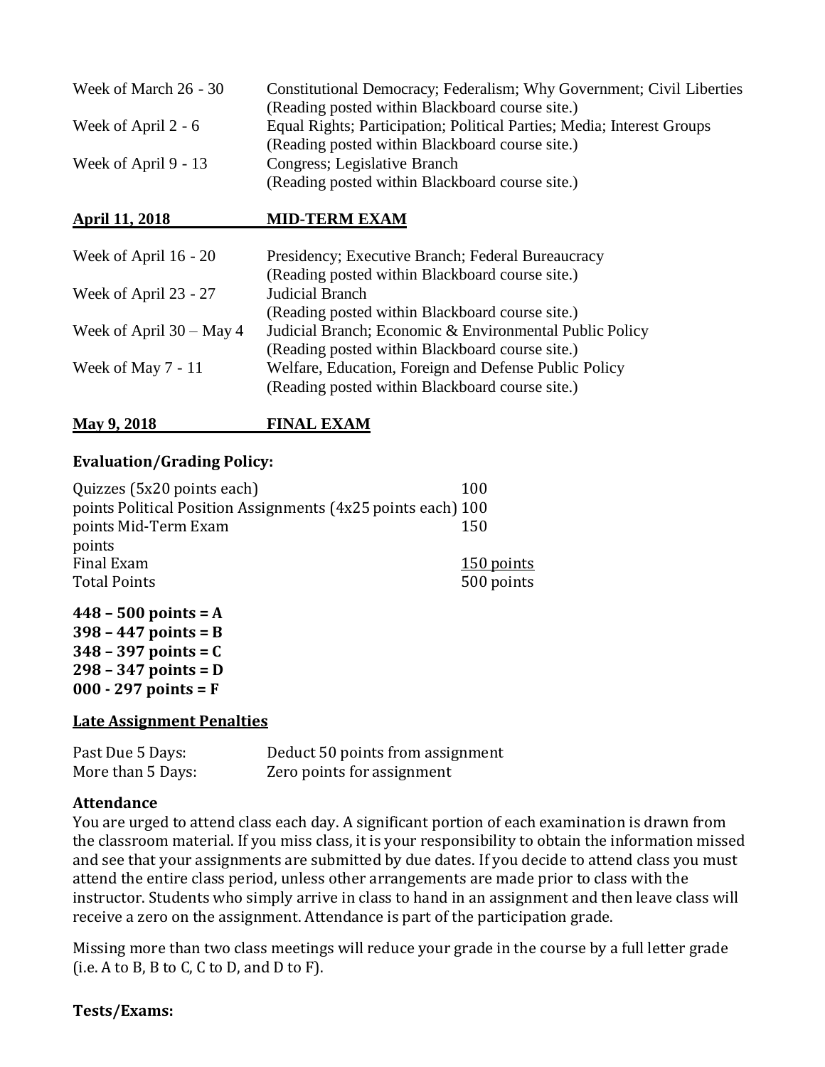| | |
|---|---|
| Week of March 26 - 30 | Constitutional Democracy; Federalism; Why Government; Civil Liberties (Reading posted within Blackboard course site.) |
| Week of April 2 - 6 | Equal Rights; Participation; Political Parties; Media; Interest Groups (Reading posted within Blackboard course site.) |
| Week of April 9 - 13 | Congress; Legislative Branch (Reading posted within Blackboard course site.) |

**April 11, 2018** **MID-TERM EXAM**

| | |
|---|---|
| Week of April 16 - 20 | Presidency; Executive Branch; Federal Bureaucracy (Reading posted within Blackboard course site.) |
| Week of April 23 - 27 | Judicial Branch (Reading posted within Blackboard course site.) |
| Week of April 30 – May 4 | Judicial Branch; Economic & Environmental Public Policy (Reading posted within Blackboard course site.) |
| Week of May 7 - 11 | Welfare, Education, Foreign and Defense Public Policy (Reading posted within Blackboard course site.) |

**May 9, 2018** **FINAL EXAM**

**Evaluation/Grading Policy:**

| | |
|---|---|
| Quizzes (5x20 points each) | 100 points |
| Political Position Assignments (4x25 points each) | 100 points |
| Mid-Term Exam | 150 points |
| Final Exam | 150 points |
| Total Points | 500 points |

**448 – 500 points = A**
**398 – 447 points = B**
**348 – 397 points = C**
**298 – 347 points = D**
**000 - 297 points = F**

**Late Assignment Penalties**

| | |
|---|---|
| Past Due 5 Days: | Deduct 50 points from assignment |
| More than 5 Days: | Zero points for assignment |

**Attendance**

You are urged to attend class each day. A significant portion of each examination is drawn from the classroom material. If you miss class, it is your responsibility to obtain the information missed and see that your assignments are submitted by due dates. If you decide to attend class you must attend the entire class period, unless other arrangements are made prior to class with the instructor. Students who simply arrive in class to hand in an assignment and then leave class will receive a zero on the assignment. Attendance is part of the participation grade.

Missing more than two class meetings will reduce your grade in the course by a full letter grade (i.e. A to B, B to C, C to D, and D to F).

**Tests/Exams:**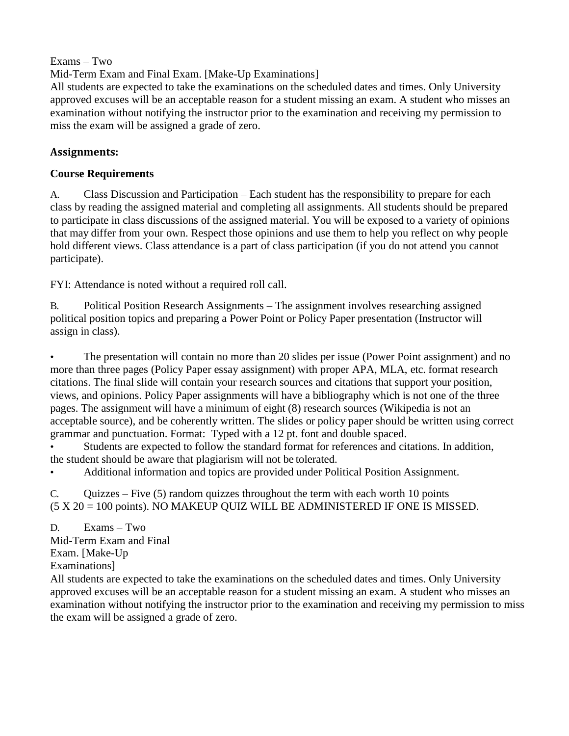Exams – Two

Mid-Term Exam and Final Exam. [Make-Up Examinations]

All students are expected to take the examinations on the scheduled dates and times. Only University approved excuses will be an acceptable reason for a student missing an exam. A student who misses an examination without notifying the instructor prior to the examination and receiving my permission to miss the exam will be assigned a grade of zero.

## Assignments:

### Course Requirements

A. Class Discussion and Participation – Each student has the responsibility to prepare for each class by reading the assigned material and completing all assignments. All students should be prepared to participate in class discussions of the assigned material. You will be exposed to a variety of opinions that may differ from your own. Respect those opinions and use them to help you reflect on why people hold different views. Class attendance is a part of class participation (if you do not attend you cannot participate).

FYI: Attendance is noted without a required roll call.

B. Political Position Research Assignments – The assignment involves researching assigned political position topics and preparing a Power Point or Policy Paper presentation (Instructor will assign in class).

- The presentation will contain no more than 20 slides per issue (Power Point assignment) and no more than three pages (Policy Paper essay assignment) with proper APA, MLA, etc. format research citations. The final slide will contain your research sources and citations that support your position, views, and opinions. Policy Paper assignments will have a bibliography which is not one of the three pages. The assignment will have a minimum of eight (8) research sources (Wikipedia is not an acceptable source), and be coherently written. The slides or policy paper should be written using correct grammar and punctuation. Format: Typed with a 12 pt. font and double spaced.
- Students are expected to follow the standard format for references and citations. In addition, the student should be aware that plagiarism will not be tolerated.
- Additional information and topics are provided under Political Position Assignment.

C. Quizzes – Five (5) random quizzes throughout the term with each worth 10 points (5 X 20 = 100 points). NO MAKEUP QUIZ WILL BE ADMINISTERED IF ONE IS MISSED.

D. Exams – Two

Mid-Term Exam and Final Exam. [Make-Up Examinations]

All students are expected to take the examinations on the scheduled dates and times. Only University approved excuses will be an acceptable reason for a student missing an exam. A student who misses an examination without notifying the instructor prior to the examination and receiving my permission to miss the exam will be assigned a grade of zero.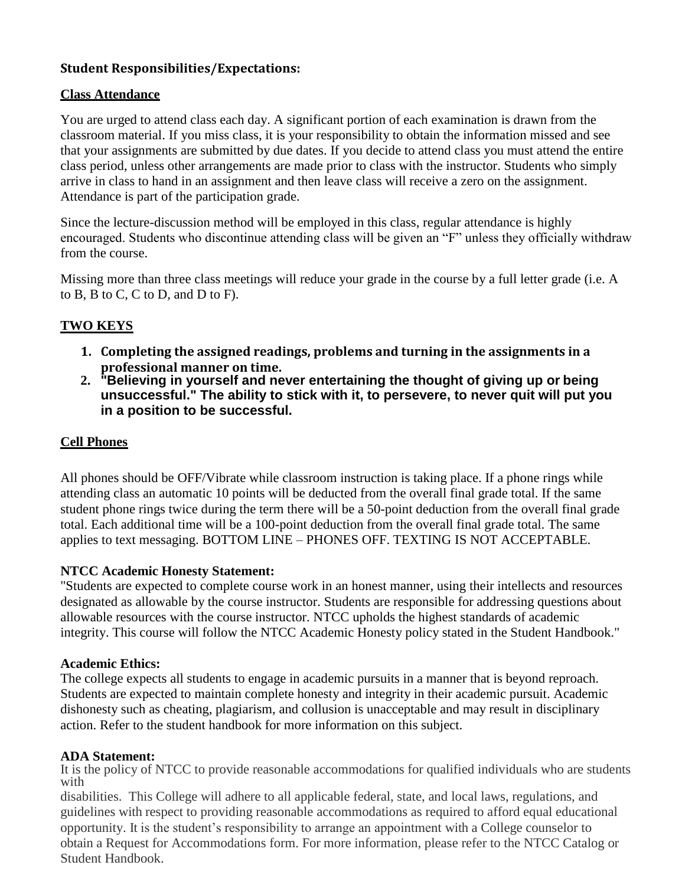**Student Responsibilities/Expectations:**

**Class Attendance**

You are urged to attend class each day. A significant portion of each examination is drawn from the classroom material. If you miss class, it is your responsibility to obtain the information missed and see that your assignments are submitted by due dates. If you decide to attend class you must attend the entire class period, unless other arrangements are made prior to class with the instructor. Students who simply arrive in class to hand in an assignment and then leave class will receive a zero on the assignment. Attendance is part of the participation grade.

Since the lecture-discussion method will be employed in this class, regular attendance is highly encouraged. Students who discontinue attending class will be given an "F" unless they officially withdraw from the course.

Missing more than three class meetings will reduce your grade in the course by a full letter grade (i.e. A to B, B to C, C to D, and D to F).

**TWO KEYS**

1. **Completing the assigned readings, problems and turning in the assignments in a professional manner on time.**
2. **"Believing in yourself and never entertaining the thought of giving up or being unsuccessful." The ability to stick with it, to persevere, to never quit will put you in a position to be successful.**

**Cell Phones**

All phones should be OFF/Vibrate while classroom instruction is taking place. If a phone rings while attending class an automatic 10 points will be deducted from the overall final grade total. If the same student phone rings twice during the term there will be a 50-point deduction from the overall final grade total. Each additional time will be a 100-point deduction from the overall final grade total. The same applies to text messaging. BOTTOM LINE – PHONES OFF. TEXTING IS NOT ACCEPTABLE.

**NTCC Academic Honesty Statement:**
"Students are expected to complete course work in an honest manner, using their intellects and resources designated as allowable by the course instructor. Students are responsible for addressing questions about allowable resources with the course instructor. NTCC upholds the highest standards of academic integrity. This course will follow the NTCC Academic Honesty policy stated in the Student Handbook."

**Academic Ethics:**
The college expects all students to engage in academic pursuits in a manner that is beyond reproach. Students are expected to maintain complete honesty and integrity in their academic pursuit. Academic dishonesty such as cheating, plagiarism, and collusion is unacceptable and may result in disciplinary action. Refer to the student handbook for more information on this subject.

**ADA Statement:**
It is the policy of NTCC to provide reasonable accommodations for qualified individuals who are students with disabilities. This College will adhere to all applicable federal, state, and local laws, regulations, and guidelines with respect to providing reasonable accommodations as required to afford equal educational opportunity. It is the student's responsibility to arrange an appointment with a College counselor to obtain a Request for Accommodations form. For more information, please refer to the NTCC Catalog or Student Handbook.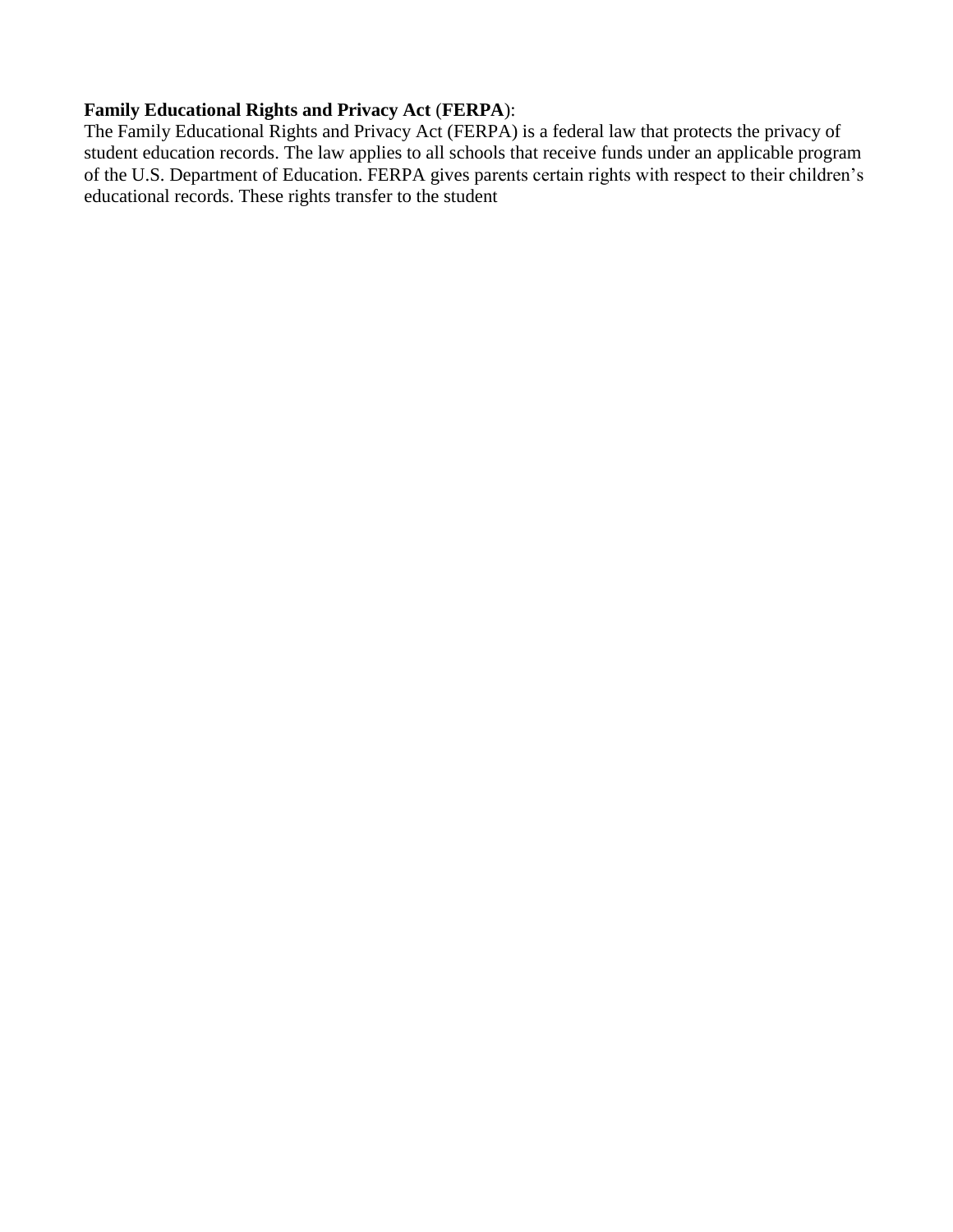**Family Educational Rights and Privacy Act** (**FERPA**):

The Family Educational Rights and Privacy Act (FERPA) is a federal law that protects the privacy of student education records. The law applies to all schools that receive funds under an applicable program of the U.S. Department of Education. FERPA gives parents certain rights with respect to their children's educational records. These rights transfer to the student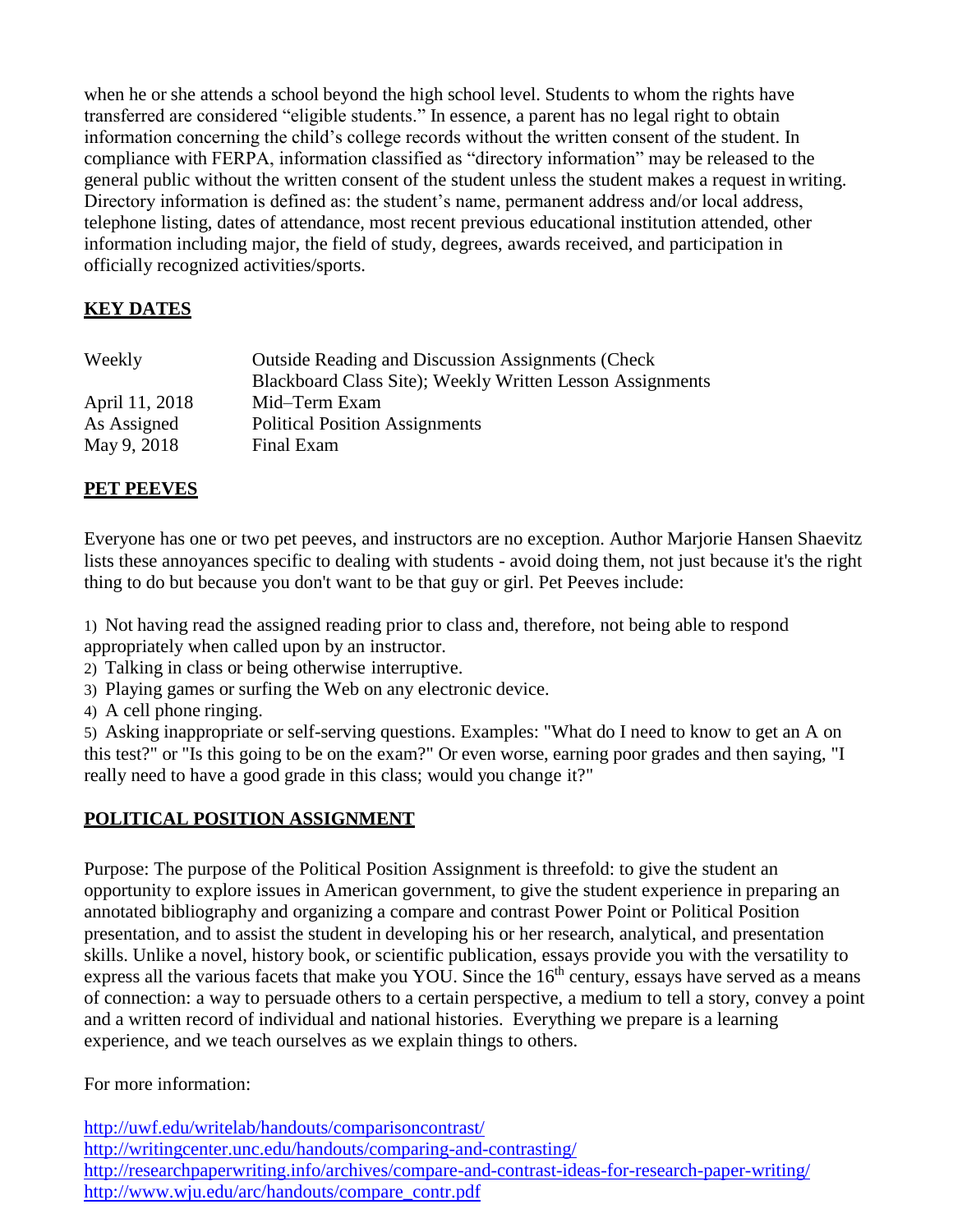when he or she attends a school beyond the high school level. Students to whom the rights have transferred are considered "eligible students." In essence, a parent has no legal right to obtain information concerning the child's college records without the written consent of the student. In compliance with FERPA, information classified as "directory information" may be released to the general public without the written consent of the student unless the student makes a request in writing. Directory information is defined as: the student's name, permanent address and/or local address, telephone listing, dates of attendance, most recent previous educational institution attended, other information including major, the field of study, degrees, awards received, and participation in officially recognized activities/sports.

## KEY DATES

| | |
|---|---|
| Weekly | Outside Reading and Discussion Assignments (Check Blackboard Class Site); Weekly Written Lesson Assignments |
| April 11, 2018 | Mid–Term Exam |
| As Assigned | Political Position Assignments |
| May 9, 2018 | Final Exam |

## PET PEEVES

Everyone has one or two pet peeves, and instructors are no exception. Author Marjorie Hansen Shaevitz lists these annoyances specific to dealing with students - avoid doing them, not just because it's the right thing to do but because you don't want to be that guy or girl. Pet Peeves include:

1) Not having read the assigned reading prior to class and, therefore, not being able to respond appropriately when called upon by an instructor.
2) Talking in class or being otherwise interruptive.
3) Playing games or surfing the Web on any electronic device.
4) A cell phone ringing.
5) Asking inappropriate or self-serving questions. Examples: "What do I need to know to get an A on this test?" or "Is this going to be on the exam?" Or even worse, earning poor grades and then saying, "I really need to have a good grade in this class; would you change it?"

## POLITICAL POSITION ASSIGNMENT

Purpose: The purpose of the Political Position Assignment is threefold: to give the student an opportunity to explore issues in American government, to give the student experience in preparing an annotated bibliography and organizing a compare and contrast Power Point or Political Position presentation, and to assist the student in developing his or her research, analytical, and presentation skills. Unlike a novel, history book, or scientific publication, essays provide you with the versatility to express all the various facets that make you YOU. Since the 16th century, essays have served as a means of connection: a way to persuade others to a certain perspective, a medium to tell a story, convey a point and a written record of individual and national histories. Everything we prepare is a learning experience, and we teach ourselves as we explain things to others.

For more information:

http://uwf.edu/writelab/handouts/comparisoncontrast/
http://writingcenter.unc.edu/handouts/comparing-and-contrasting/
http://researchpaperwriting.info/archives/compare-and-contrast-ideas-for-research-paper-writing/
http://www.wju.edu/arc/handouts/compare_contr.pdf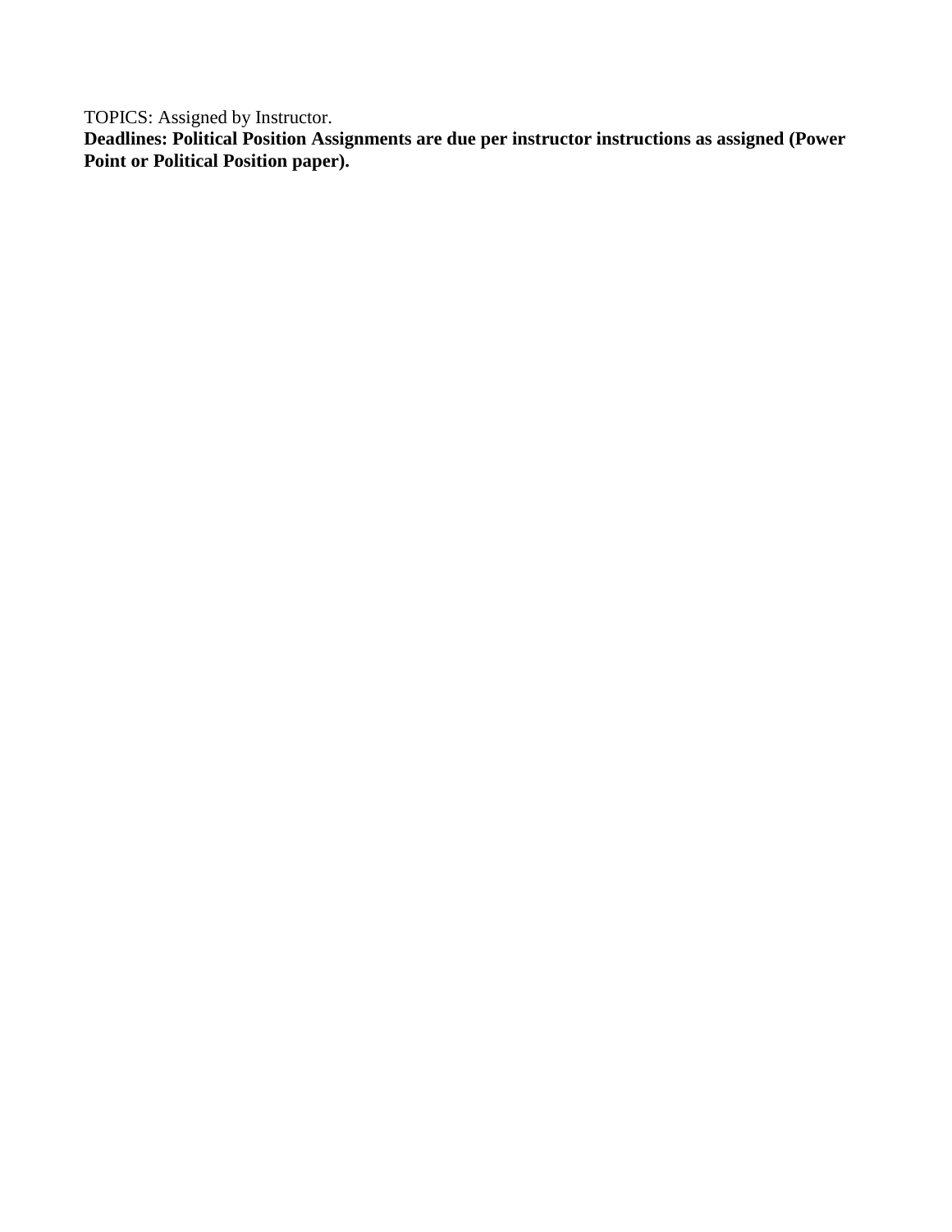TOPICS: Assigned by Instructor.
**Deadlines: Political Position Assignments are due per instructor instructions as assigned (Power Point or Political Position paper).**